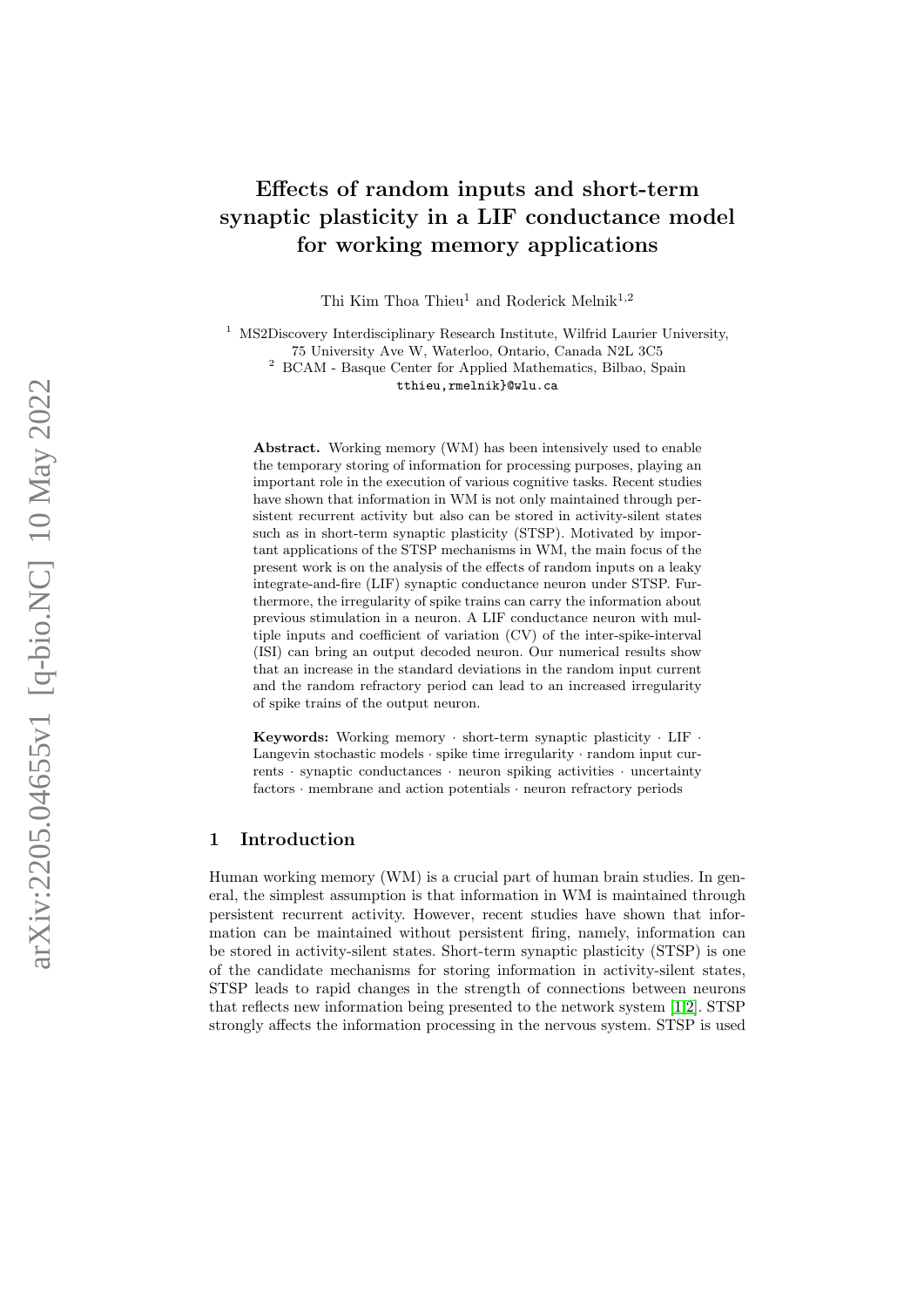// Effects of random inputs and short-term synaptic plasticity in a LIF conductance model for working memory applications

Thi Kim Thoa Thieu[1] and Roderick Melnik[1,2]

[1] MS2Discovery Interdisciplinary Research Institute, Wilfrid Laurier University, 75 University Ave W, Waterloo, Ontario, Canada N2L 3C5

[2] BCAM - Basque Center for Applied Mathematics, Bilbao, Spain

tthieu,rmelnik}@wlu.ca

**Abstract.** Working memory (WM) has been intensively used to enable the temporary storing of information for processing purposes, playing an important role in the execution of various cognitive tasks. Recent studies have shown that information in WM is not only maintained through persistent recurrent activity but also can be stored in activity-silent states such as in short-term synaptic plasticity (STSP). Motivated by important applications of the STSP mechanisms in WM, the main focus of the present work is on the analysis of the effects of random inputs on a leaky integrate-and-fire (LIF) synaptic conductance neuron under STSP. Furthermore, the irregularity of spike trains can carry the information about previous stimulation in a neuron. A LIF conductance neuron with multiple inputs and coefficient of variation (CV) of the inter-spike-interval (ISI) can bring an output decoded neuron. Our numerical results show that an increase in the standard deviations in the random input current and the random refractory period can lead to an increased irregularity of spike trains of the output neuron.

**Keywords:** Working memory · short-term synaptic plasticity · LIF · Langevin stochastic models · spike time irregularity · random input currents · synaptic conductances · neuron spiking activities · uncertainty factors · membrane and action potentials · neuron refractory periods

## 1 Introduction

Human working memory (WM) is a crucial part of human brain studies. In general, the simplest assumption is that information in WM is maintained through persistent recurrent activity. However, recent studies have shown that information can be maintained without persistent firing, namely, information can be stored in activity-silent states. Short-term synaptic plasticity (STSP) is one of the candidate mechanisms for storing information in activity-silent states, STSP leads to rapid changes in the strength of connections between neurons that reflects new information being presented to the network system [1,2]. STSP strongly affects the information processing in the nervous system. STSP is used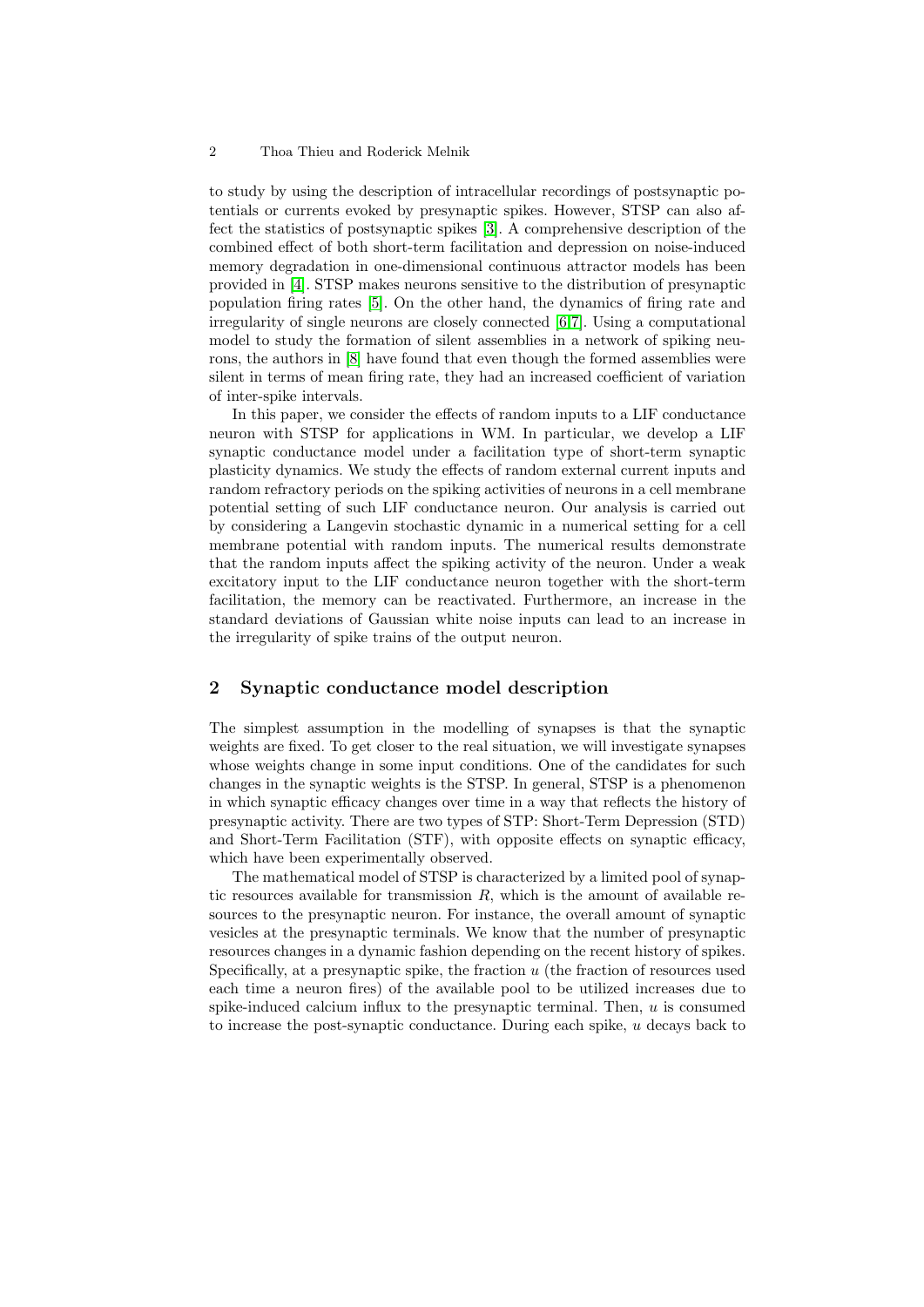to study by using the description of intracellular recordings of postsynaptic potentials or currents evoked by presynaptic spikes. However, STSP can also affect the statistics of postsynaptic spikes [3]. A comprehensive description of the combined effect of both short-term facilitation and depression on noise-induced memory degradation in one-dimensional continuous attractor models has been provided in [4]. STSP makes neurons sensitive to the distribution of presynaptic population firing rates [5]. On the other hand, the dynamics of firing rate and irregularity of single neurons are closely connected [6,7]. Using a computational model to study the formation of silent assemblies in a network of spiking neurons, the authors in [8] have found that even though the formed assemblies were silent in terms of mean firing rate, they had an increased coefficient of variation of inter-spike intervals.

In this paper, we consider the effects of random inputs to a LIF conductance neuron with STSP for applications in WM. In particular, we develop a LIF synaptic conductance model under a facilitation type of short-term synaptic plasticity dynamics. We study the effects of random external current inputs and random refractory periods on the spiking activities of neurons in a cell membrane potential setting of such LIF conductance neuron. Our analysis is carried out by considering a Langevin stochastic dynamic in a numerical setting for a cell membrane potential with random inputs. The numerical results demonstrate that the random inputs affect the spiking activity of the neuron. Under a weak excitatory input to the LIF conductance neuron together with the short-term facilitation, the memory can be reactivated. Furthermore, an increase in the standard deviations of Gaussian white noise inputs can lead to an increase in the irregularity of spike trains of the output neuron.

## 2 Synaptic conductance model description

The simplest assumption in the modelling of synapses is that the synaptic weights are fixed. To get closer to the real situation, we will investigate synapses whose weights change in some input conditions. One of the candidates for such changes in the synaptic weights is the STSP. In general, STSP is a phenomenon in which synaptic efficacy changes over time in a way that reflects the history of presynaptic activity. There are two types of STP: Short-Term Depression (STD) and Short-Term Facilitation (STF), with opposite effects on synaptic efficacy, which have been experimentally observed.

The mathematical model of STSP is characterized by a limited pool of synaptic resources available for transmission $R$, which is the amount of available resources to the presynaptic neuron. For instance, the overall amount of synaptic vesicles at the presynaptic terminals. We know that the number of presynaptic resources changes in a dynamic fashion depending on the recent history of spikes. Specifically, at a presynaptic spike, the fraction $u$ (the fraction of resources used each time a neuron fires) of the available pool to be utilized increases due to spike-induced calcium influx to the presynaptic terminal. Then, $u$ is consumed to increase the post-synaptic conductance. During each spike, $u$ decays back to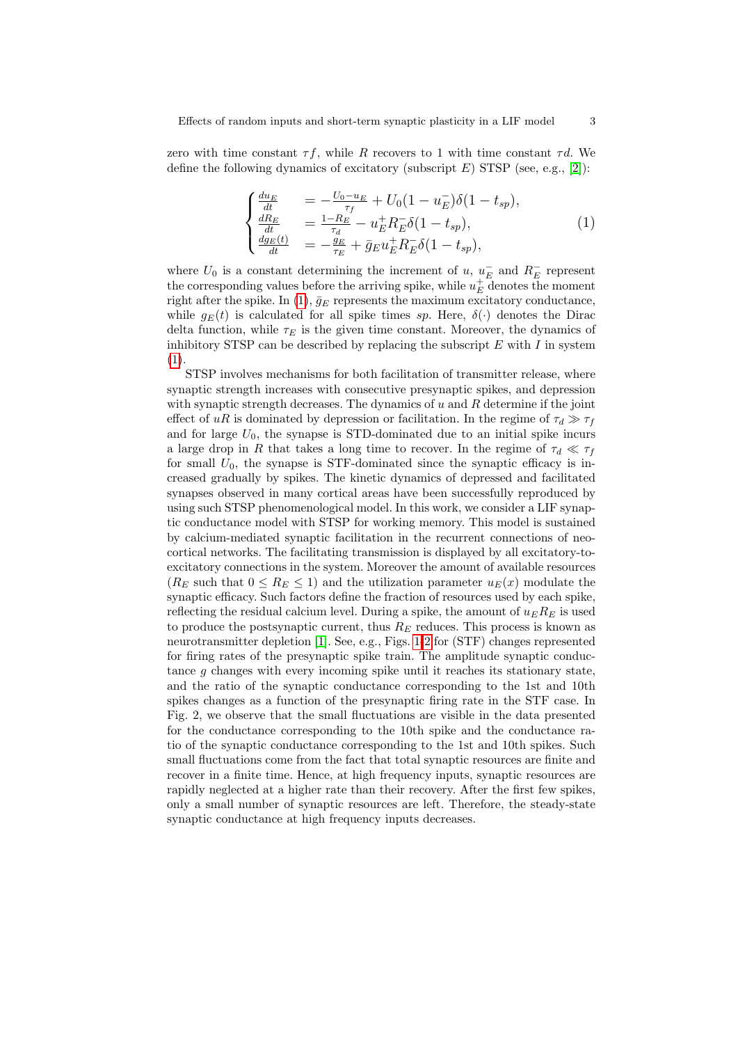zero with time constant $\tau f$, while $R$ recovers to 1 with time constant $\tau d$. We define the following dynamics of excitatory (subscript $E$) STSP (see, e.g., [2]):

$$\begin{cases} \frac{du_E}{dt} &= -\frac{U_0 - u_E}{\tau_f} + U_0(1 - u_E^-)\delta(1 - t_{sp}), \\ \frac{dR_E}{dt} &= \frac{1 - R_E}{\tau_d} - u_E^+ R_E^- \delta(1 - t_{sp}), \\ \frac{dg_E(t)}{dt} &= -\frac{g_E}{\tau_E} + \bar{g}_E u_E^+ R_E^- \delta(1 - t_{sp}), \end{cases} \tag{1}$$

where $U_0$ is a constant determining the increment of $u$, $u_E^-$ and $R_E^-$ represent the corresponding values before the arriving spike, while $u_E^+$ denotes the moment right after the spike. In (1), $\bar{g}_E$ represents the maximum excitatory conductance, while $g_E(t)$ is calculated for all spike times $sp$. Here, $\delta(\cdot)$ denotes the Dirac delta function, while $\tau_E$ is the given time constant. Moreover, the dynamics of inhibitory STSP can be described by replacing the subscript $E$ with $I$ in system (1).

STSP involves mechanisms for both facilitation of transmitter release, where synaptic strength increases with consecutive presynaptic spikes, and depression with synaptic strength decreases. The dynamics of $u$ and $R$ determine if the joint effect of $uR$ is dominated by depression or facilitation. In the regime of $\tau_d \gg \tau_f$ and for large $U_0$, the synapse is STD-dominated due to an initial spike incurs a large drop in $R$ that takes a long time to recover. In the regime of $\tau_d \ll \tau_f$ for small $U_0$, the synapse is STF-dominated since the synaptic efficacy is increased gradually by spikes. The kinetic dynamics of depressed and facilitated synapses observed in many cortical areas have been successfully reproduced by using such STSP phenomenological model. In this work, we consider a LIF synaptic conductance model with STSP for working memory. This model is sustained by calcium-mediated synaptic facilitation in the recurrent connections of neocortical networks. The facilitating transmission is displayed by all excitatory-to-excitatory connections in the system. Moreover the amount of available resources ($R_E$ such that $0 \leq R_E \leq 1$) and the utilization parameter $u_E(x)$ modulate the synaptic efficacy. Such factors define the fraction of resources used by each spike, reflecting the residual calcium level. During a spike, the amount of $u_E R_E$ is used to produce the postsynaptic current, thus $R_E$ reduces. This process is known as neurotransmitter depletion [1]. See, e.g., Figs. 1-2 for (STF) changes represented for firing rates of the presynaptic spike train. The amplitude synaptic conductance $g$ changes with every incoming spike until it reaches its stationary state, and the ratio of the synaptic conductance corresponding to the 1st and 10th spikes changes as a function of the presynaptic firing rate in the STF case. In Fig. 2, we observe that the small fluctuations are visible in the data presented for the conductance corresponding to the 10th spike and the conductance ratio of the synaptic conductance corresponding to the 1st and 10th spikes. Such small fluctuations come from the fact that total synaptic resources are finite and recover in a finite time. Hence, at high frequency inputs, synaptic resources are rapidly neglected at a higher rate than their recovery. After the first few spikes, only a small number of synaptic resources are left. Therefore, the steady-state synaptic conductance at high frequency inputs decreases.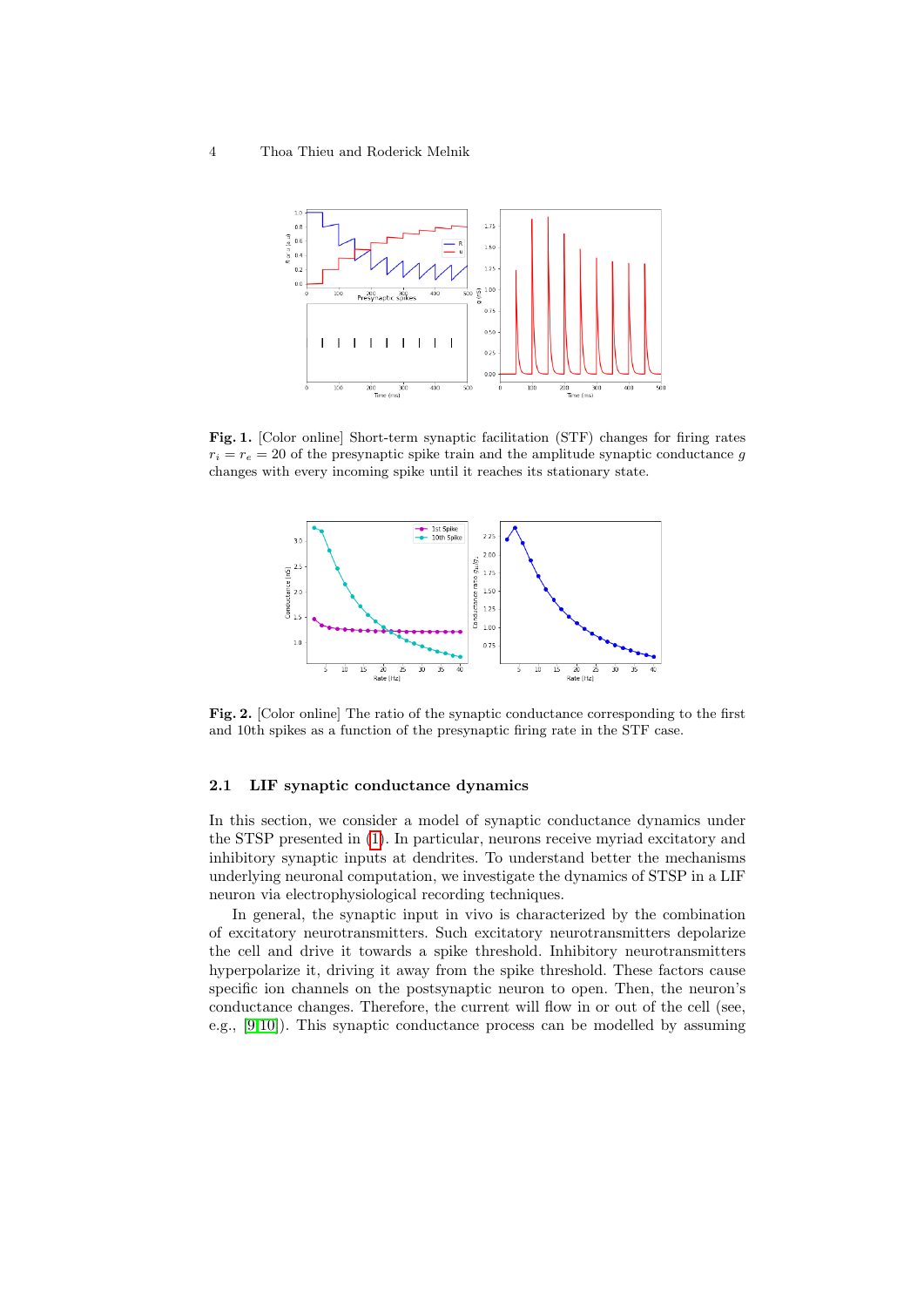**Fig. 1.** [Color online] Short-term synaptic facilitation (STF) changes for firing rates $r_i = r_e = 20$ of the presynaptic spike train and the amplitude synaptic conductance $g$ changes with every incoming spike until it reaches its stationary state.

**Fig. 2.** [Color online] The ratio of the synaptic conductance corresponding to the first and 10th spikes as a function of the presynaptic firing rate in the STF case.

### 2.1 LIF synaptic conductance dynamics

In this section, we consider a model of synaptic conductance dynamics under the STSP presented in (1). In particular, neurons receive myriad excitatory and inhibitory synaptic inputs at dendrites. To understand better the mechanisms underlying neuronal computation, we investigate the dynamics of STSP in a LIF neuron via electrophysiological recording techniques.

In general, the synaptic input in vivo is characterized by the combination of excitatory neurotransmitters. Such excitatory neurotransmitters depolarize the cell and drive it towards a spike threshold. Inhibitory neurotransmitters hyperpolarize it, driving it away from the spike threshold. These factors cause specific ion channels on the postsynaptic neuron to open. Then, the neuron's conductance changes. Therefore, the current will flow in or out of the cell (see, e.g., [9,10]). This synaptic conductance process can be modelled by assuming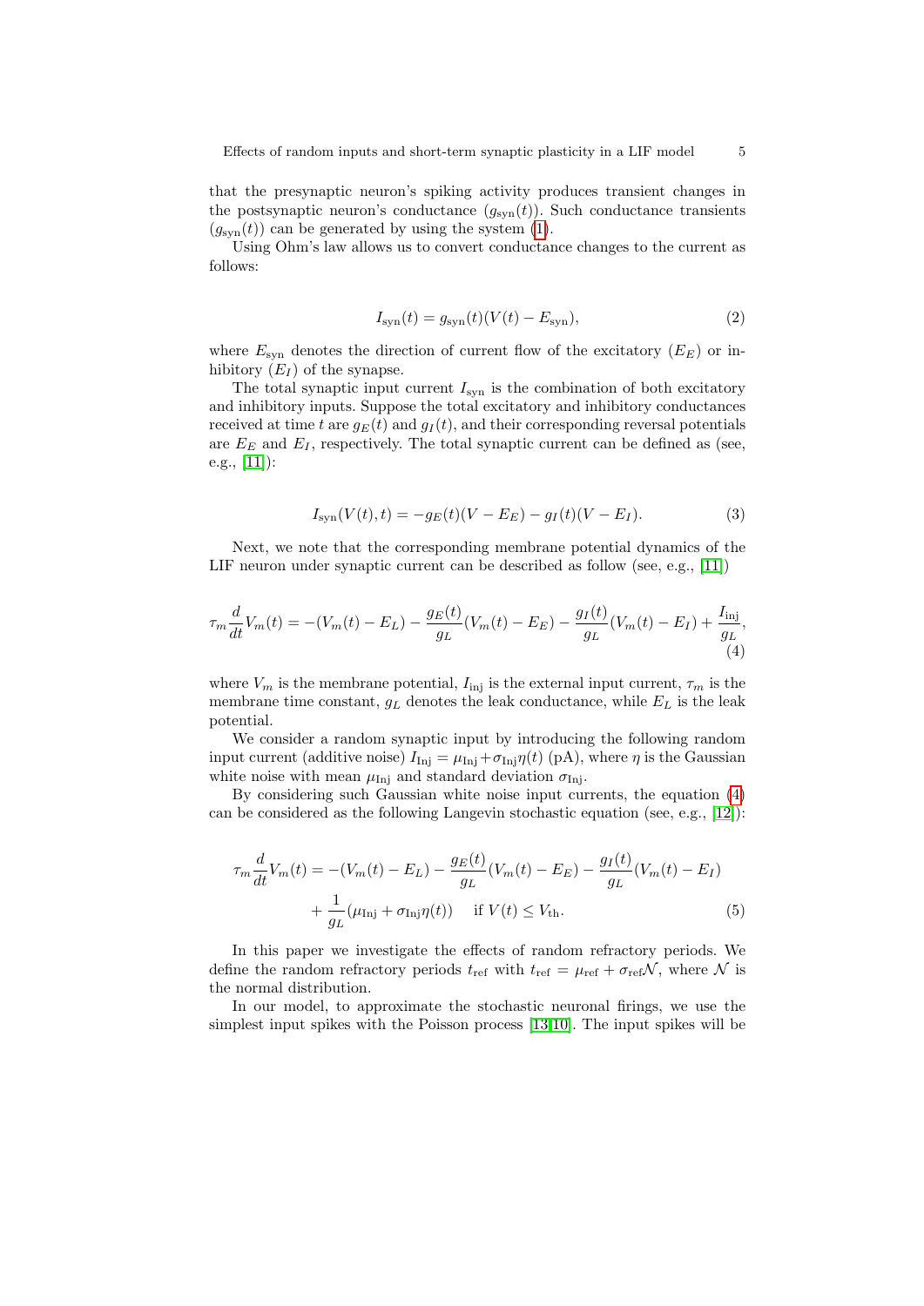that the presynaptic neuron's spiking activity produces transient changes in the postsynaptic neuron's conductance ($g_{\text{syn}}(t)$). Such conductance transients ($g_{\text{syn}}(t)$) can be generated by using the system (1).

Using Ohm's law allows us to convert conductance changes to the current as follows:

$$I_{\text{syn}}(t) = g_{\text{syn}}(t)(V(t) - E_{\text{syn}}), \tag{2}$$

where $E_{\text{syn}}$ denotes the direction of current flow of the excitatory ($E_E$) or inhibitory ($E_I$) of the synapse.

The total synaptic input current $I_{\text{syn}}$ is the combination of both excitatory and inhibitory inputs. Suppose the total excitatory and inhibitory conductances received at time $t$ are $g_E(t)$ and $g_I(t)$, and their corresponding reversal potentials are $E_E$ and $E_I$, respectively. The total synaptic current can be defined as (see, e.g., [11]):

$$I_{\text{syn}}(V(t), t) = -g_E(t)(V - E_E) - g_I(t)(V - E_I). \tag{3}$$

Next, we note that the corresponding membrane potential dynamics of the LIF neuron under synaptic current can be described as follow (see, e.g., [11])

$$\tau_m \frac{d}{dt} V_m(t) = -(V_m(t) - E_L) - \frac{g_E(t)}{g_L}(V_m(t) - E_E) - \frac{g_I(t)}{g_L}(V_m(t) - E_I) + \frac{I_{\text{inj}}}{g_L}, \tag{4}$$

where $V_m$ is the membrane potential, $I_{\text{inj}}$ is the external input current, $\tau_m$ is the membrane time constant, $g_L$ denotes the leak conductance, while $E_L$ is the leak potential.

We consider a random synaptic input by introducing the following random input current (additive noise) $I_{\text{Inj}} = \mu_{\text{Inj}} + \sigma_{\text{Inj}}\eta(t)$ (pA), where $\eta$ is the Gaussian white noise with mean $\mu_{\text{Inj}}$ and standard deviation $\sigma_{\text{Inj}}$.

By considering such Gaussian white noise input currents, the equation (4) can be considered as the following Langevin stochastic equation (see, e.g., [12]):

$$\begin{aligned}\tau_m \frac{d}{dt} V_m(t) = &-(V_m(t) - E_L) - \frac{g_E(t)}{g_L}(V_m(t) - E_E) - \frac{g_I(t)}{g_L}(V_m(t) - E_I) \\ &+ \frac{1}{g_L}(\mu_{\text{Inj}} + \sigma_{\text{Inj}}\eta(t)) \quad \text{if } V(t) \le V_{\text{th}}.\end{aligned} \tag{5}$$

In this paper we investigate the effects of random refractory periods. We define the random refractory periods $t_{\text{ref}}$ with $t_{\text{ref}} = \mu_{\text{ref}} + \sigma_{\text{ref}}\mathcal{N}$, where $\mathcal{N}$ is the normal distribution.

In our model, to approximate the stochastic neuronal firings, we use the simplest input spikes with the Poisson process [13,10]. The input spikes will be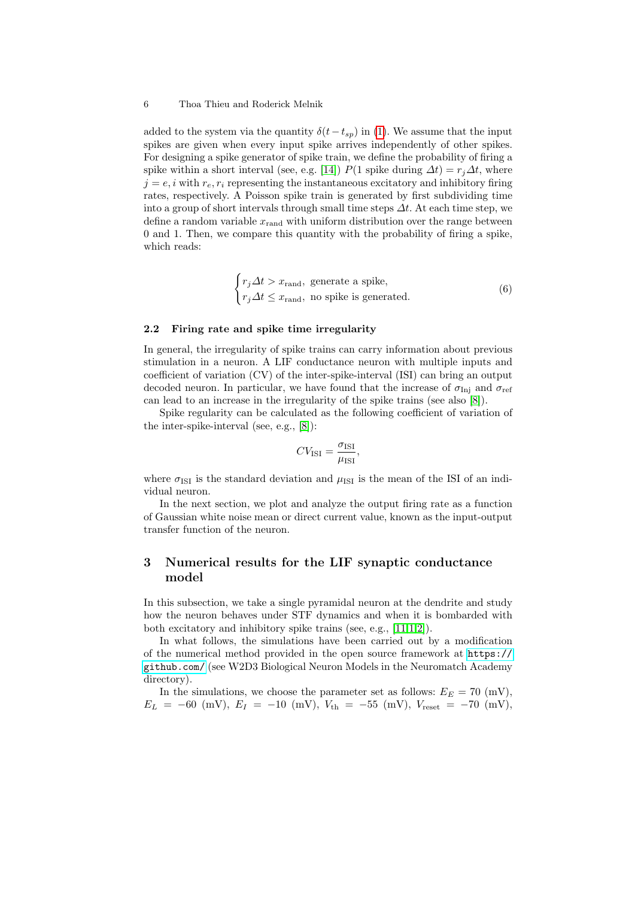added to the system via the quantity $\delta(t - t_{sp})$ in (1). We assume that the input spikes are given when every input spike arrives independently of other spikes. For designing a spike generator of spike train, we define the probability of firing a spike within a short interval (see, e.g. [14]) $P(1 \text{ spike during } \Delta t) = r_j \Delta t$, where $j = e, i$ with $r_e, r_i$ representing the instantaneous excitatory and inhibitory firing rates, respectively. A Poisson spike train is generated by first subdividing time into a group of short intervals through small time steps $\Delta t$. At each time step, we define a random variable $x_{\text{rand}}$ with uniform distribution over the range between 0 and 1. Then, we compare this quantity with the probability of firing a spike, which reads:

$$
\begin{cases} r_j \Delta t > x_{\text{rand}}, & \text{generate a spike,} \\ r_j \Delta t \leq x_{\text{rand}}, & \text{no spike is generated.} \end{cases} \tag{6}
$$

### 2.2 Firing rate and spike time irregularity

In general, the irregularity of spike trains can carry information about previous stimulation in a neuron. A LIF conductance neuron with multiple inputs and coefficient of variation (CV) of the inter-spike-interval (ISI) can bring an output decoded neuron. In particular, we have found that the increase of $\sigma_{\text{Inj}}$ and $\sigma_{\text{ref}}$ can lead to an increase in the irregularity of the spike trains (see also [8]).

Spike regularity can be calculated as the following coefficient of variation of the inter-spike-interval (see, e.g., [8]):

$$
CV_{\text{ISI}} = \frac{\sigma_{\text{ISI}}}{\mu_{\text{ISI}}},
$$

where $\sigma_{\text{ISI}}$ is the standard deviation and $\mu_{\text{ISI}}$ is the mean of the ISI of an individual neuron.

In the next section, we plot and analyze the output firing rate as a function of Gaussian white noise mean or direct current value, known as the input-output transfer function of the neuron.

## 3 Numerical results for the LIF synaptic conductance model

In this subsection, we take a single pyramidal neuron at the dendrite and study how the neuron behaves under STF dynamics and when it is bombarded with both excitatory and inhibitory spike trains (see, e.g., [11,1,2]).

In what follows, the simulations have been carried out by a modification of the numerical method provided in the open source framework at `https://github.com/` (see W2D3 Biological Neuron Models in the Neuromatch Academy directory).

In the simulations, we choose the parameter set as follows: $E_E = 70$ (mV), $E_L = -60$ (mV), $E_I = -10$ (mV), $V_{\text{th}} = -55$ (mV), $V_{\text{reset}} = -70$ (mV),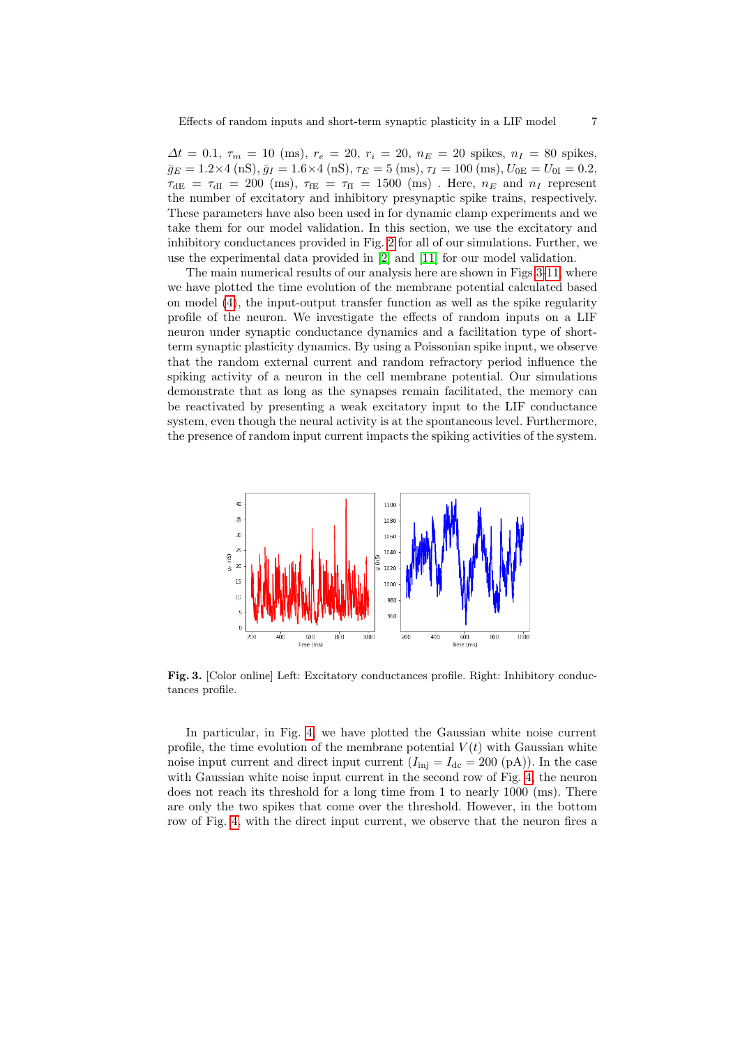$\Delta t = 0.1$, $\tau_m = 10$ (ms), $r_e = 20$, $r_i = 20$, $n_E = 20$ spikes, $n_I = 80$ spikes, $\bar{g}_E = 1.2{\times}4$ (nS), $\bar{g}_I = 1.6{\times}4$ (nS), $\tau_E = 5$ (ms), $\tau_I = 100$ (ms), $U_{0\text{E}} = U_{0\text{I}} = 0.2$, $\tau_{\text{dE}} = \tau_{\text{dI}} = 200$ (ms), $\tau_{\text{fE}} = \tau_{\text{fI}} = 1500$ (ms) . Here, $n_E$ and $n_I$ represent the number of excitatory and inhibitory presynaptic spike trains, respectively. These parameters have also been used in for dynamic clamp experiments and we take them for our model validation. In this section, we use the excitatory and inhibitory conductances provided in Fig. 2 for all of our simulations. Further, we use the experimental data provided in [2] and [11] for our model validation.

The main numerical results of our analysis here are shown in Figs 3-11, where we have plotted the time evolution of the membrane potential calculated based on model (4), the input-output transfer function as well as the spike regularity profile of the neuron. We investigate the effects of random inputs on a LIF neuron under synaptic conductance dynamics and a facilitation type of short-term synaptic plasticity dynamics. By using a Poissonian spike input, we observe that the random external current and random refractory period influence the spiking activity of a neuron in the cell membrane potential. Our simulations demonstrate that as long as the synapses remain facilitated, the memory can be reactivated by presenting a weak excitatory input to the LIF conductance system, even though the neural activity is at the spontaneous level. Furthermore, the presence of random input current impacts the spiking activities of the system.

**Fig. 3.** [Color online] Left: Excitatory conductances profile. Right: Inhibitory conductances profile.

In particular, in Fig. 4, we have plotted the Gaussian white noise current profile, the time evolution of the membrane potential $V(t)$ with Gaussian white noise input current and direct input current ($I_{\text{inj}} = I_{\text{dc}} = 200$ (pA)). In the case with Gaussian white noise input current in the second row of Fig. 4, the neuron does not reach its threshold for a long time from 1 to nearly 1000 (ms). There are only the two spikes that come over the threshold. However, in the bottom row of Fig. 4, with the direct input current, we observe that the neuron fires a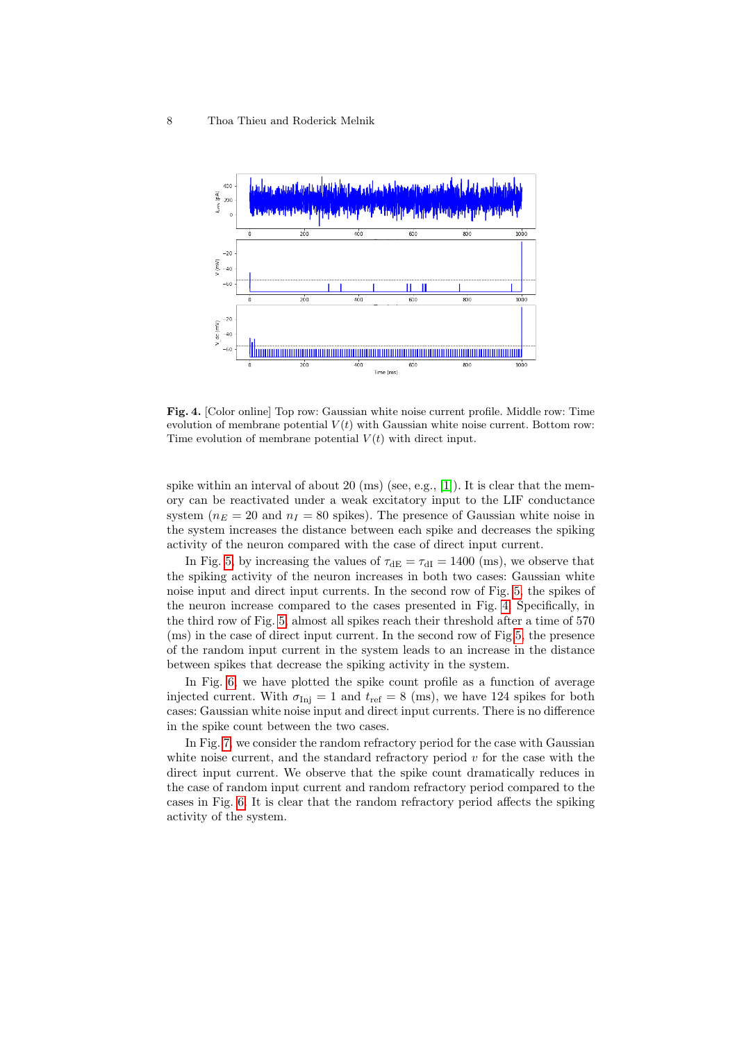**Fig. 4.** [Color online] Top row: Gaussian white noise current profile. Middle row: Time evolution of membrane potential $V(t)$ with Gaussian white noise current. Bottom row: Time evolution of membrane potential $V(t)$ with direct input.

spike within an interval of about 20 (ms) (see, e.g., [1]). It is clear that the memory can be reactivated under a weak excitatory input to the LIF conductance system ($n_E = 20$ and $n_I = 80$ spikes). The presence of Gaussian white noise in the system increases the distance between each spike and decreases the spiking activity of the neuron compared with the case of direct input current.

In Fig. 5, by increasing the values of $\tau_{\mathrm{dE}} = \tau_{\mathrm{dI}} = 1400$ (ms), we observe that the spiking activity of the neuron increases in both two cases: Gaussian white noise input and direct input currents. In the second row of Fig. 5, the spikes of the neuron increase compared to the cases presented in Fig. 4. Specifically, in the third row of Fig. 5, almost all spikes reach their threshold after a time of 570 (ms) in the case of direct input current. In the second row of Fig 5, the presence of the random input current in the system leads to an increase in the distance between spikes that decrease the spiking activity in the system.

In Fig. 6, we have plotted the spike count profile as a function of average injected current. With $\sigma_{\mathrm{Inj}} = 1$ and $t_{\mathrm{ref}} = 8$ (ms), we have 124 spikes for both cases: Gaussian white noise input and direct input currents. There is no difference in the spike count between the two cases.

In Fig. 7, we consider the random refractory period for the case with Gaussian white noise current, and the standard refractory period $v$ for the case with the direct input current. We observe that the spike count dramatically reduces in the case of random input current and random refractory period compared to the cases in Fig. 6. It is clear that the random refractory period affects the spiking activity of the system.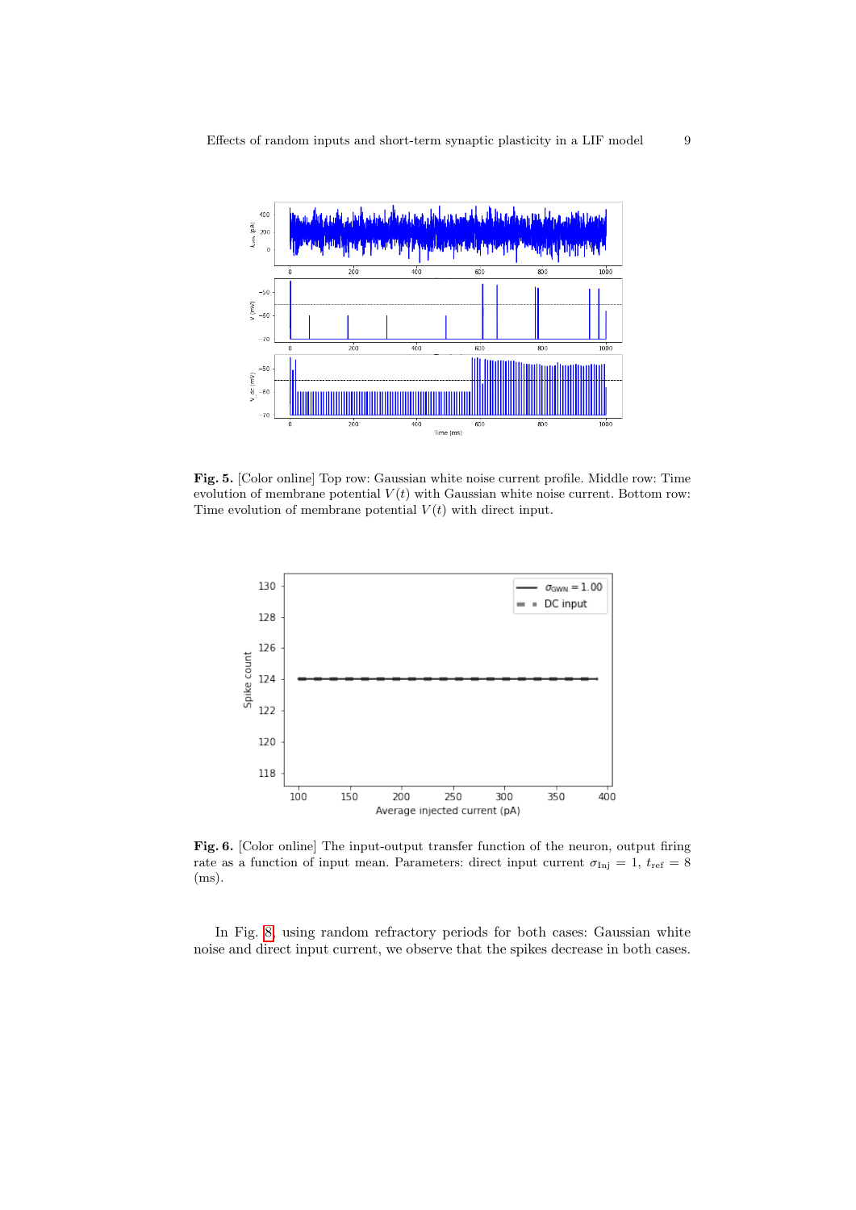**Fig. 5.** [Color online] Top row: Gaussian white noise current profile. Middle row: Time evolution of membrane potential $V(t)$ with Gaussian white noise current. Bottom row: Time evolution of membrane potential $V(t)$ with direct input.

**Fig. 6.** [Color online] The input-output transfer function of the neuron, output firing rate as a function of input mean. Parameters: direct input current $\sigma_{\mathrm{Inj}} = 1$, $t_{\mathrm{ref}} = 8$ (ms).

In Fig. 8, using random refractory periods for both cases: Gaussian white noise and direct input current, we observe that the spikes decrease in both cases.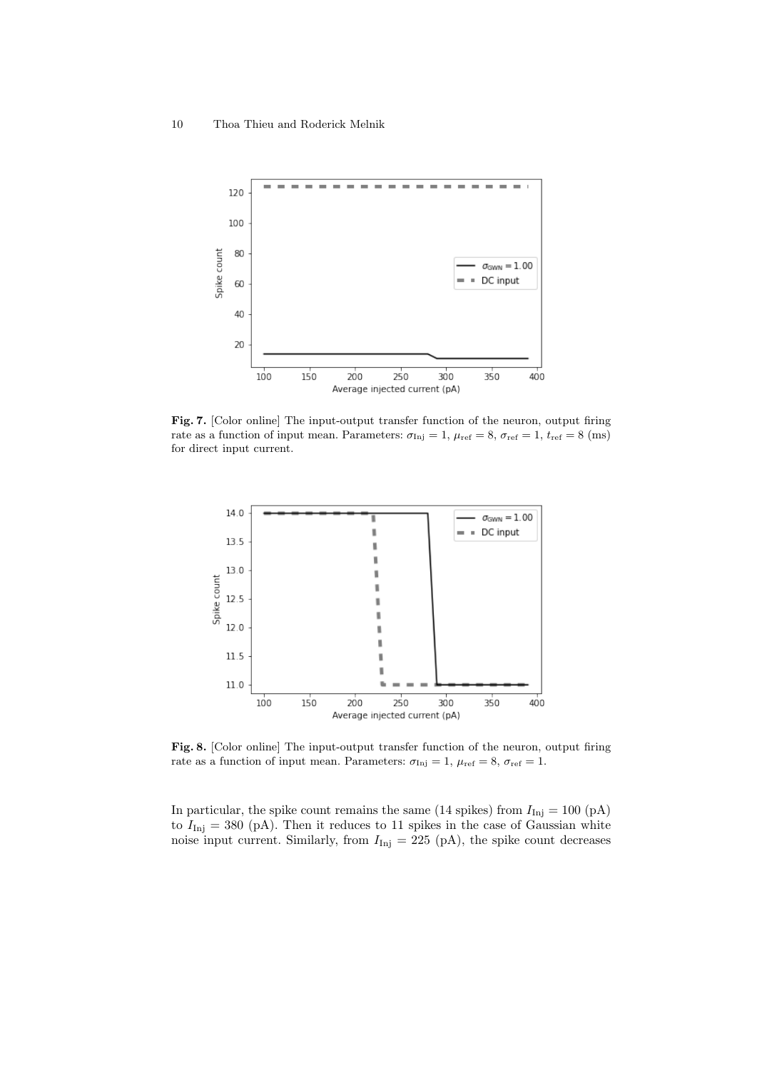**Fig. 7.** [Color online] The input-output transfer function of the neuron, output firing rate as a function of input mean. Parameters: $\sigma_{\text{Inj}} = 1$, $\mu_{\text{ref}} = 8$, $\sigma_{\text{ref}} = 1$, $t_{\text{ref}} = 8$ (ms) for direct input current.

**Fig. 8.** [Color online] The input-output transfer function of the neuron, output firing rate as a function of input mean. Parameters: $\sigma_{\text{Inj}} = 1$, $\mu_{\text{ref}} = 8$, $\sigma_{\text{ref}} = 1$.

In particular, the spike count remains the same (14 spikes) from $I_{\text{Inj}} = 100$ (pA) to $I_{\text{Inj}} = 380$ (pA). Then it reduces to 11 spikes in the case of Gaussian white noise input current. Similarly, from $I_{\text{Inj}} = 225$ (pA), the spike count decreases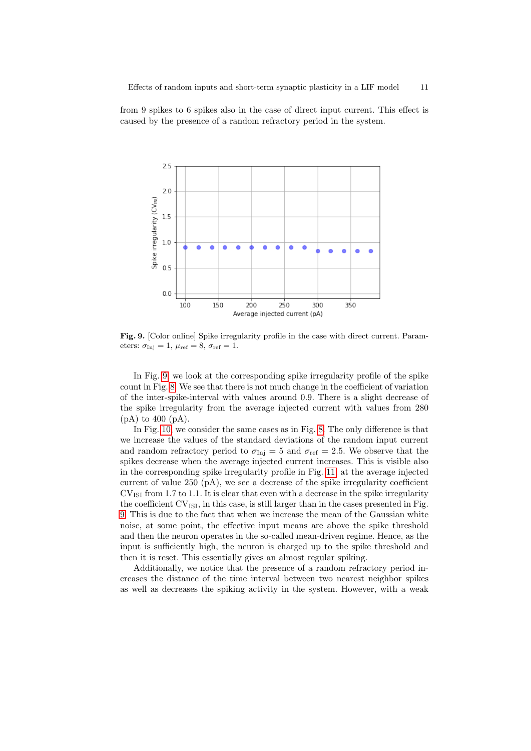from 9 spikes to 6 spikes also in the case of direct input current. This effect is caused by the presence of a random refractory period in the system.

**Fig. 9.** [Color online] Spike irregularity profile in the case with direct current. Parameters: $\sigma_{\mathrm{Inj}} = 1$, $\mu_{\mathrm{ref}} = 8$, $\sigma_{\mathrm{ref}} = 1$.

In Fig. 9, we look at the corresponding spike irregularity profile of the spike count in Fig. 8. We see that there is not much change in the coefficient of variation of the inter-spike-interval with values around 0.9. There is a slight decrease of the spike irregularity from the average injected current with values from 280 (pA) to 400 (pA).

In Fig. 10, we consider the same cases as in Fig. 8. The only difference is that we increase the values of the standard deviations of the random input current and random refractory period to $\sigma_{\mathrm{Inj}} = 5$ and $\sigma_{\mathrm{ref}} = 2.5$. We observe that the spikes decrease when the average injected current increases. This is visible also in the corresponding spike irregularity profile in Fig. 11, at the average injected current of value 250 (pA), we see a decrease of the spike irregularity coefficient $\mathrm{CV}_{\mathrm{ISI}}$ from 1.7 to 1.1. It is clear that even with a decrease in the spike irregularity the coefficient $\mathrm{CV}_{\mathrm{ISI}}$, in this case, is still larger than in the cases presented in Fig. 9. This is due to the fact that when we increase the mean of the Gaussian white noise, at some point, the effective input means are above the spike threshold and then the neuron operates in the so-called mean-driven regime. Hence, as the input is sufficiently high, the neuron is charged up to the spike threshold and then it is reset. This essentially gives an almost regular spiking.

Additionally, we notice that the presence of a random refractory period increases the distance of the time interval between two nearest neighbor spikes as well as decreases the spiking activity in the system. However, with a weak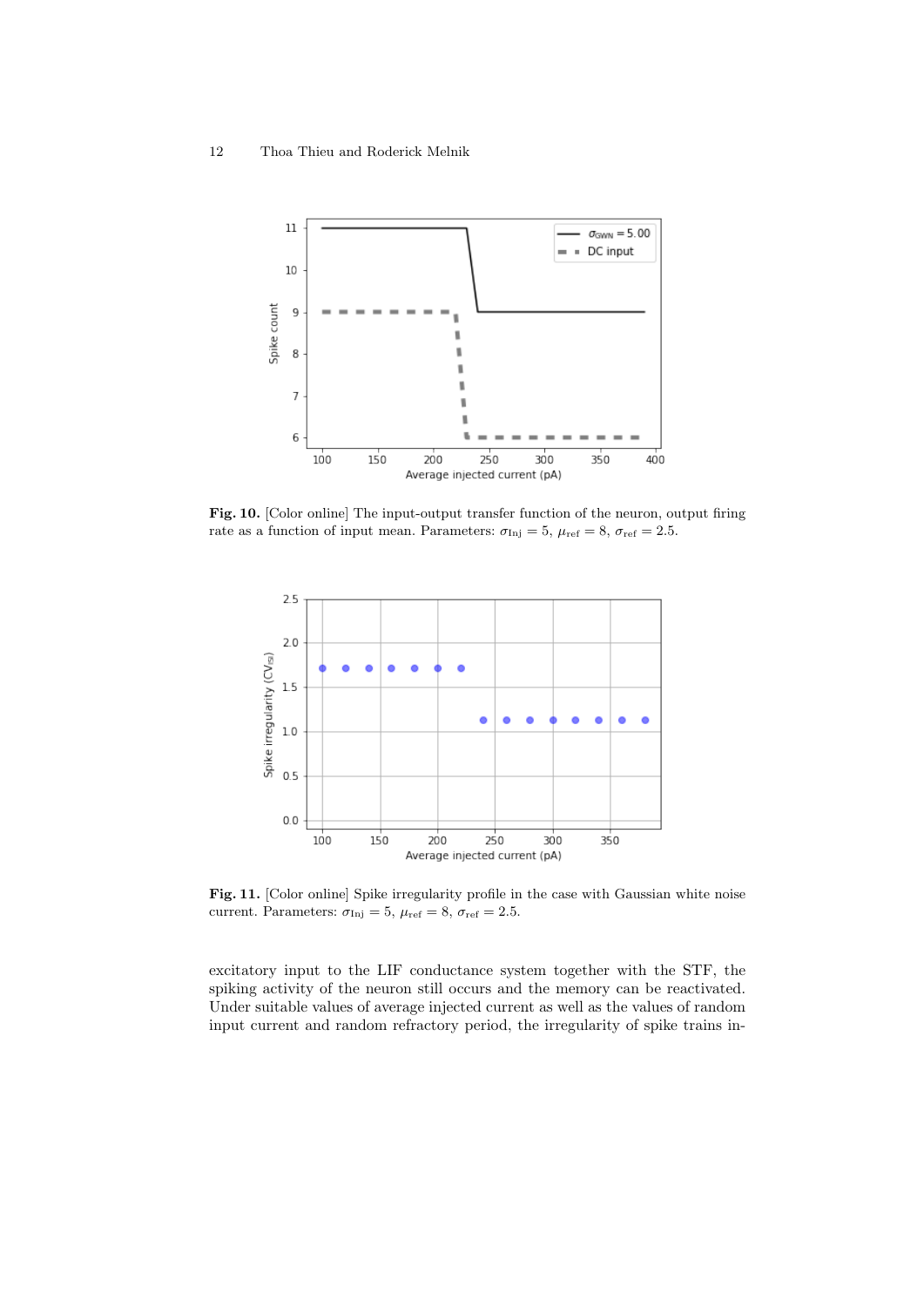**Fig. 10.** [Color online] The input-output transfer function of the neuron, output firing rate as a function of input mean. Parameters: $\sigma_{\text{Inj}} = 5$, $\mu_{\text{ref}} = 8$, $\sigma_{\text{ref}} = 2.5$.

**Fig. 11.** [Color online] Spike irregularity profile in the case with Gaussian white noise current. Parameters: $\sigma_{\text{Inj}} = 5$, $\mu_{\text{ref}} = 8$, $\sigma_{\text{ref}} = 2.5$.

excitatory input to the LIF conductance system together with the STF, the spiking activity of the neuron still occurs and the memory can be reactivated. Under suitable values of average injected current as well as the values of random input current and random refractory period, the irregularity of spike trains in-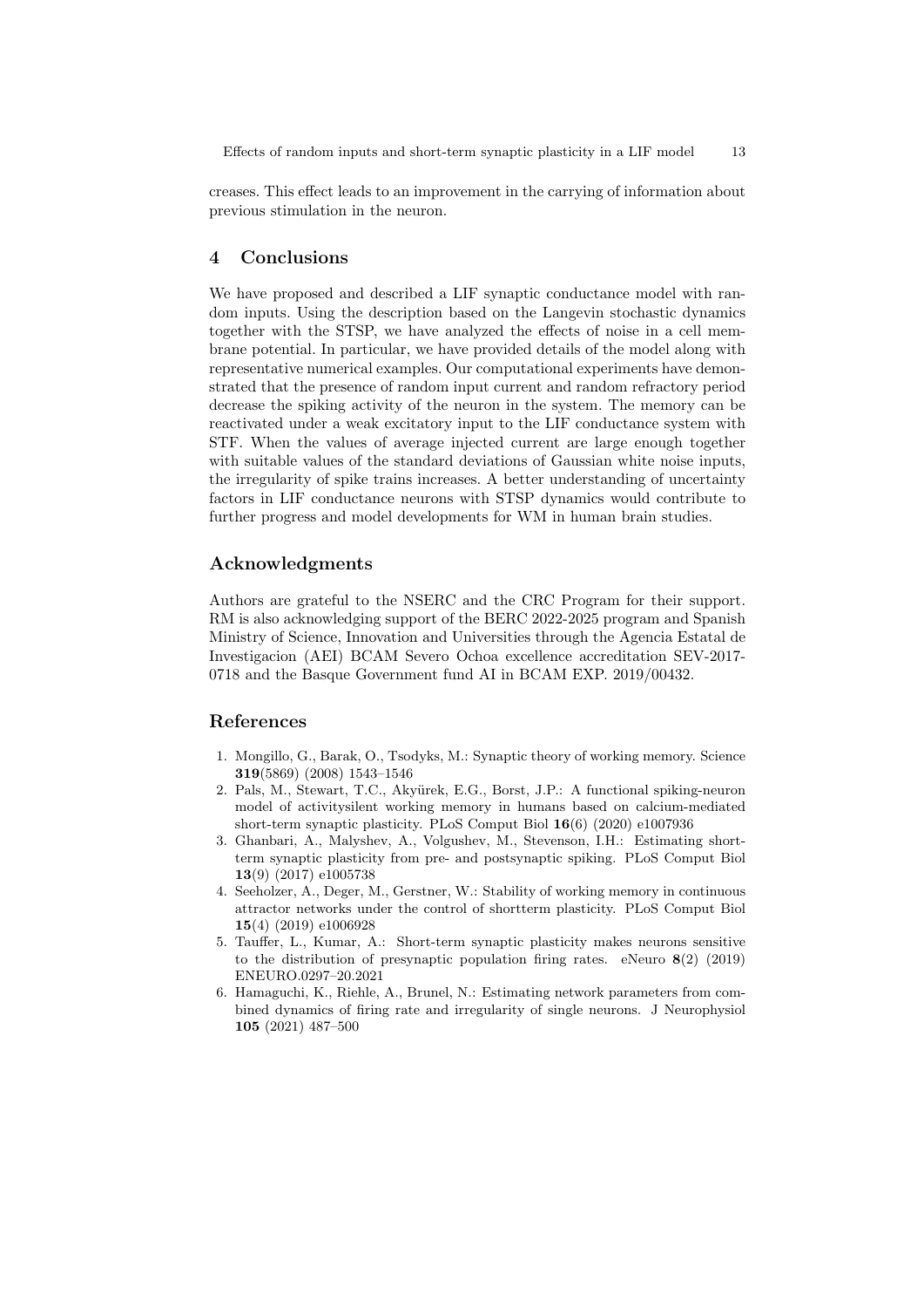creases. This effect leads to an improvement in the carrying of information about previous stimulation in the neuron.

## 4 Conclusions

We have proposed and described a LIF synaptic conductance model with random inputs. Using the description based on the Langevin stochastic dynamics together with the STSP, we have analyzed the effects of noise in a cell membrane potential. In particular, we have provided details of the model along with representative numerical examples. Our computational experiments have demonstrated that the presence of random input current and random refractory period decrease the spiking activity of the neuron in the system. The memory can be reactivated under a weak excitatory input to the LIF conductance system with STF. When the values of average injected current are large enough together with suitable values of the standard deviations of Gaussian white noise inputs, the irregularity of spike trains increases. A better understanding of uncertainty factors in LIF conductance neurons with STSP dynamics would contribute to further progress and model developments for WM in human brain studies.

## Acknowledgments

Authors are grateful to the NSERC and the CRC Program for their support. RM is also acknowledging support of the BERC 2022-2025 program and Spanish Ministry of Science, Innovation and Universities through the Agencia Estatal de Investigacion (AEI) BCAM Severo Ochoa excellence accreditation SEV-2017-0718 and the Basque Government fund AI in BCAM EXP. 2019/00432.

## References

1. Mongillo, G., Barak, O., Tsodyks, M.: Synaptic theory of working memory. Science **319**(5869) (2008) 1543–1546
2. Pals, M., Stewart, T.C., Akyürek, E.G., Borst, J.P.: A functional spiking-neuron model of activitysilent working memory in humans based on calcium-mediated short-term synaptic plasticity. PLoS Comput Biol **16**(6) (2020) e1007936
3. Ghanbari, A., Malyshev, A., Volgushev, M., Stevenson, I.H.: Estimating short-term synaptic plasticity from pre- and postsynaptic spiking. PLoS Comput Biol **13**(9) (2017) e1005738
4. Seeholzer, A., Deger, M., Gerstner, W.: Stability of working memory in continuous attractor networks under the control of shortterm plasticity. PLoS Comput Biol **15**(4) (2019) e1006928
5. Tauffer, L., Kumar, A.: Short-term synaptic plasticity makes neurons sensitive to the distribution of presynaptic population firing rates. eNeuro **8**(2) (2019) ENEURO.0297–20.2021
6. Hamaguchi, K., Riehle, A., Brunel, N.: Estimating network parameters from combined dynamics of firing rate and irregularity of single neurons. J Neurophysiol **105** (2021) 487–500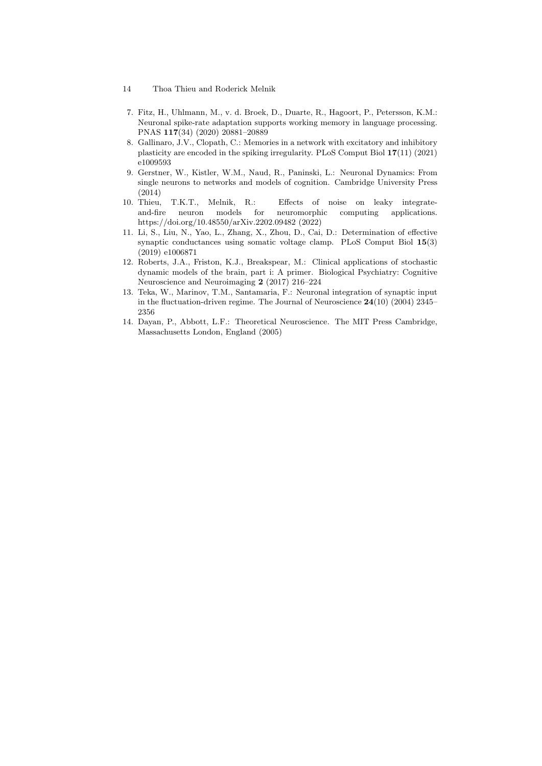7. Fitz, H., Uhlmann, M., v. d. Broek, D., Duarte, R., Hagoort, P., Petersson, K.M.: Neuronal spike-rate adaptation supports working memory in language processing. PNAS **117**(34) (2020) 20881–20889
8. Gallinaro, J.V., Clopath, C.: Memories in a network with excitatory and inhibitory plasticity are encoded in the spiking irregularity. PLoS Comput Biol **17**(11) (2021) e1009593
9. Gerstner, W., Kistler, W.M., Naud, R., Paninski, L.: Neuronal Dynamics: From single neurons to networks and models of cognition. Cambridge University Press (2014)
10. Thieu, T.K.T., Melnik, R.: Effects of noise on leaky integrate-and-fire neuron models for neuromorphic computing applications. https://doi.org/10.48550/arXiv.2202.09482 (2022)
11. Li, S., Liu, N., Yao, L., Zhang, X., Zhou, D., Cai, D.: Determination of effective synaptic conductances using somatic voltage clamp. PLoS Comput Biol **15**(3) (2019) e1006871
12. Roberts, J.A., Friston, K.J., Breakspear, M.: Clinical applications of stochastic dynamic models of the brain, part i: A primer. Biological Psychiatry: Cognitive Neuroscience and Neuroimaging **2** (2017) 216–224
13. Teka, W., Marinov, T.M., Santamaria, F.: Neuronal integration of synaptic input in the fluctuation-driven regime. The Journal of Neuroscience **24**(10) (2004) 2345–2356
14. Dayan, P., Abbott, L.F.: Theoretical Neuroscience. The MIT Press Cambridge, Massachusetts London, England (2005)